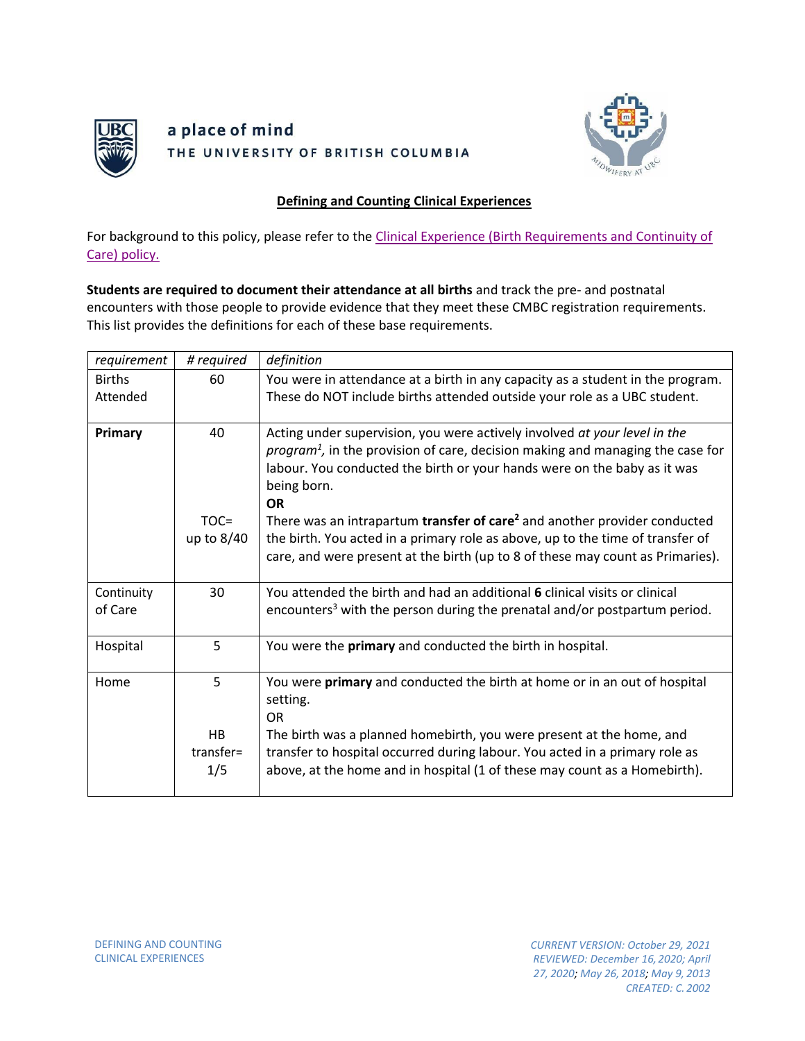a place of mind
THE UNIVERSITY OF BRITISH COLUMBIA

# Defining and Counting Clinical Experiences

For background to this policy, please refer to the [Clinical Experience (Birth Requirements and Continuity of Care) policy.]

**Students are required to document their attendance at all births** and track the pre- and postnatal encounters with those people to provide evidence that they meet these CMBC registration requirements. This list provides the definitions for each of these base requirements.

| *requirement* | *# required* | *definition* |
|---|---|---|
| Births Attended | 60 | You were in attendance at a birth in any capacity as a student in the program. These do NOT include births attended outside your role as a UBC student. |
| **Primary** | 40<br><br>TOC= up to 8/40 | Acting under supervision, you were actively involved *at your level in the program*[1], in the provision of care, decision making and managing the case for labour. You conducted the birth or your hands were on the baby as it was being born.<br>**OR**<br>There was an intrapartum **transfer of care**[2] and another provider conducted the birth. You acted in a primary role as above, up to the time of transfer of care, and were present at the birth (up to 8 of these may count as Primaries). |
| Continuity of Care | 30 | You attended the birth and had an additional **6** clinical visits or clinical encounters[3] with the person during the prenatal and/or postpartum period. |
| Hospital | 5 | You were the **primary** and conducted the birth in hospital. |
| Home | 5<br><br>HB transfer= 1/5 | You were **primary** and conducted the birth at home or in an out of hospital setting.<br>OR<br>The birth was a planned homebirth, you were present at the home, and transfer to hospital occurred during labour. You acted in a primary role as above, at the home and in hospital (1 of these may count as a Homebirth). |

DEFINING AND COUNTING CLINICAL EXPERIENCES

*CURRENT VERSION: October 29, 2021*
*REVIEWED: December 16, 2020; April 27, 2020; May 26, 2018; May 9, 2013*
*CREATED: C. 2002*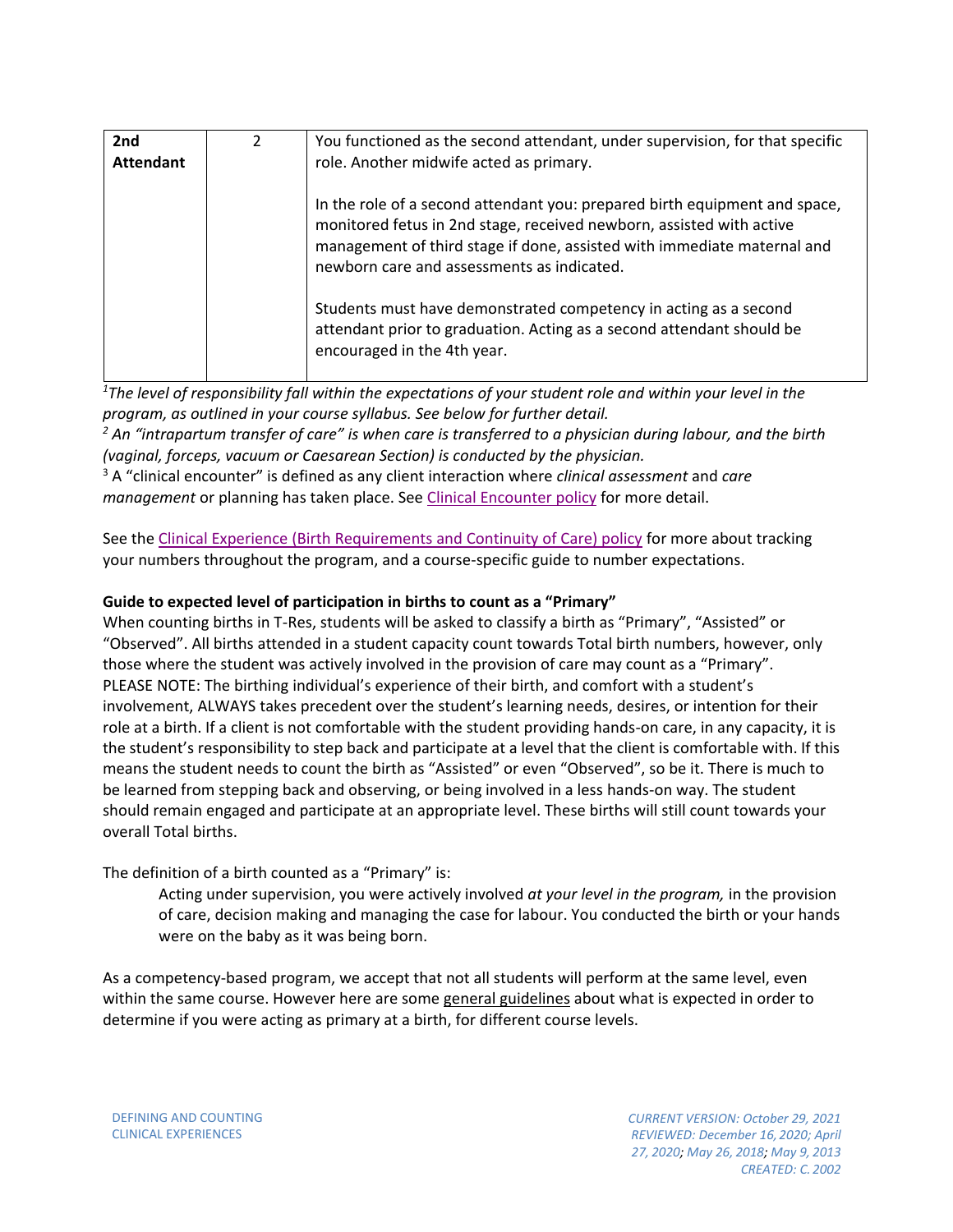| 2nd Attendant | 2 | You functioned as the second attendant, under supervision, for that specific role. Another midwife acted as primary.<br><br>In the role of a second attendant you: prepared birth equipment and space, monitored fetus in 2nd stage, received newborn, assisted with active management of third stage if done, assisted with immediate maternal and newborn care and assessments as indicated.<br><br>Students must have demonstrated competency in acting as a second attendant prior to graduation. Acting as a second attendant should be encouraged in the 4th year. |
|---|---|---|

*[1]The level of responsibility fall within the expectations of your student role and within your level in the program, as outlined in your course syllabus. See below for further detail.*

*[2] An "intrapartum transfer of care" is when care is transferred to a physician during labour, and the birth (vaginal, forceps, vacuum or Caesarean Section) is conducted by the physician.*

[3] A "clinical encounter" is defined as any client interaction where *clinical assessment* and *care management* or planning has taken place. See Clinical Encounter policy for more detail.

See the Clinical Experience (Birth Requirements and Continuity of Care) policy for more about tracking your numbers throughout the program, and a course-specific guide to number expectations.

**Guide to expected level of participation in births to count as a "Primary"**

When counting births in T-Res, students will be asked to classify a birth as "Primary", "Assisted" or "Observed". All births attended in a student capacity count towards Total birth numbers, however, only those where the student was actively involved in the provision of care may count as a "Primary". PLEASE NOTE: The birthing individual's experience of their birth, and comfort with a student's involvement, ALWAYS takes precedent over the student's learning needs, desires, or intention for their role at a birth. If a client is not comfortable with the student providing hands-on care, in any capacity, it is the student's responsibility to step back and participate at a level that the client is comfortable with. If this means the student needs to count the birth as "Assisted" or even "Observed", so be it. There is much to be learned from stepping back and observing, or being involved in a less hands-on way. The student should remain engaged and participate at an appropriate level. These births will still count towards your overall Total births.

The definition of a birth counted as a "Primary" is:

> Acting under supervision, you were actively involved *at your level in the program,* in the provision of care, decision making and managing the case for labour. You conducted the birth or your hands were on the baby as it was being born.

As a competency-based program, we accept that not all students will perform at the same level, even within the same course. However here are some general guidelines about what is expected in order to determine if you were acting as primary at a birth, for different course levels.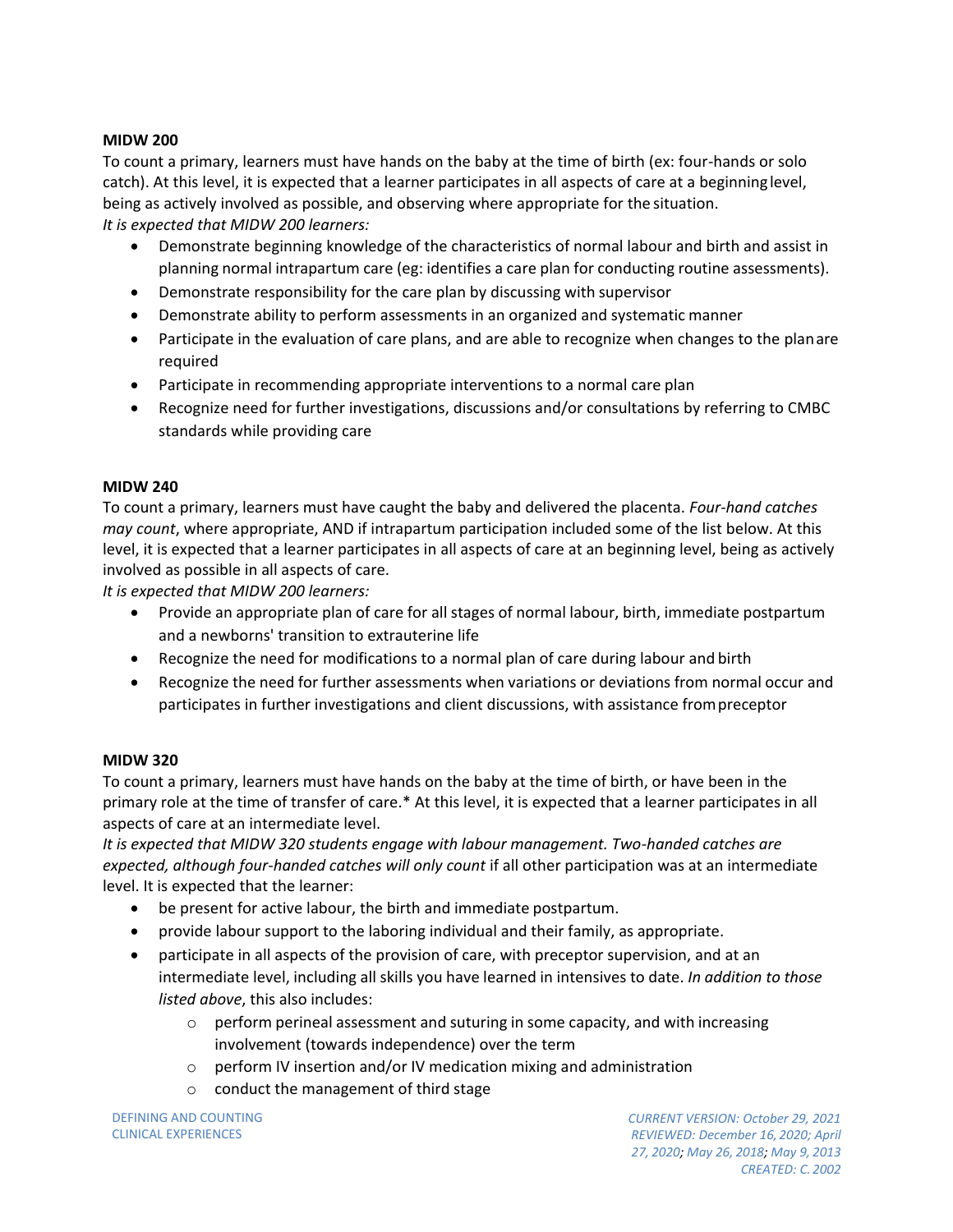**MIDW 200**

To count a primary, learners must have hands on the baby at the time of birth (ex: four-hands or solo catch). At this level, it is expected that a learner participates in all aspects of care at a beginning level, being as actively involved as possible, and observing where appropriate for the situation.

*It is expected that MIDW 200 learners:*

- Demonstrate beginning knowledge of the characteristics of normal labour and birth and assist in planning normal intrapartum care (eg: identifies a care plan for conducting routine assessments).
- Demonstrate responsibility for the care plan by discussing with supervisor
- Demonstrate ability to perform assessments in an organized and systematic manner
- Participate in the evaluation of care plans, and are able to recognize when changes to the plan are required
- Participate in recommending appropriate interventions to a normal care plan
- Recognize need for further investigations, discussions and/or consultations by referring to CMBC standards while providing care

**MIDW 240**

To count a primary, learners must have caught the baby and delivered the placenta. *Four-hand catches may count*, where appropriate, AND if intrapartum participation included some of the list below. At this level, it is expected that a learner participates in all aspects of care at an beginning level, being as actively involved as possible in all aspects of care.

*It is expected that MIDW 200 learners:*

- Provide an appropriate plan of care for all stages of normal labour, birth, immediate postpartum and a newborns' transition to extrauterine life
- Recognize the need for modifications to a normal plan of care during labour and birth
- Recognize the need for further assessments when variations or deviations from normal occur and participates in further investigations and client discussions, with assistance from preceptor

**MIDW 320**

To count a primary, learners must have hands on the baby at the time of birth, or have been in the primary role at the time of transfer of care.* At this level, it is expected that a learner participates in all aspects of care at an intermediate level.

*It is expected that MIDW 320 students engage with labour management. Two-handed catches are expected, although four-handed catches will only count* if all other participation was at an intermediate level. It is expected that the learner:

- be present for active labour, the birth and immediate postpartum.
- provide labour support to the laboring individual and their family, as appropriate.
- participate in all aspects of the provision of care, with preceptor supervision, and at an intermediate level, including all skills you have learned in intensives to date. *In addition to those listed above*, this also includes:
    - perform perineal assessment and suturing in some capacity, and with increasing involvement (towards independence) over the term
    - perform IV insertion and/or IV medication mixing and administration
    - conduct the management of third stage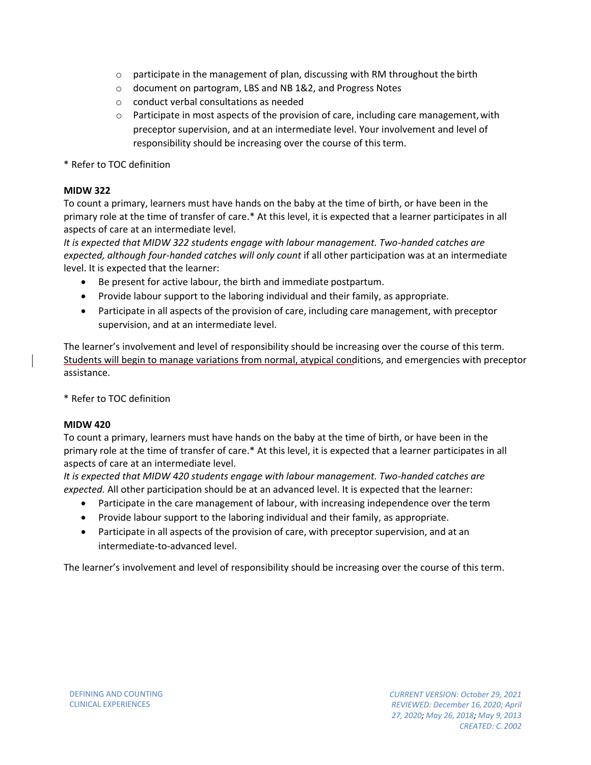- participate in the management of plan, discussing with RM throughout the birth
- document on partogram, LBS and NB 1&2, and Progress Notes
- conduct verbal consultations as needed
- Participate in most aspects of the provision of care, including care management, with preceptor supervision, and at an intermediate level. Your involvement and level of responsibility should be increasing over the course of this term.

* Refer to TOC definition

**MIDW 322**

To count a primary, learners must have hands on the baby at the time of birth, or have been in the primary role at the time of transfer of care.* At this level, it is expected that a learner participates in all aspects of care at an intermediate level.

*It is expected that MIDW 322 students engage with labour management. Two-handed catches are expected, although four-handed catches will only count* if all other participation was at an intermediate level. It is expected that the learner:

- Be present for active labour, the birth and immediate postpartum.
- Provide labour support to the laboring individual and their family, as appropriate.
- Participate in all aspects of the provision of care, including care management, with preceptor supervision, and at an intermediate level.

The learner's involvement and level of responsibility should be increasing over the course of this term. Students will begin to manage variations from normal, atypical conditions, and emergencies with preceptor assistance.

* Refer to TOC definition

**MIDW 420**

To count a primary, learners must have hands on the baby at the time of birth, or have been in the primary role at the time of transfer of care.* At this level, it is expected that a learner participates in all aspects of care at an intermediate level.

*It is expected that MIDW 420 students engage with labour management. Two-handed catches are expected.* All other participation should be at an advanced level. It is expected that the learner:

- Participate in the care management of labour, with increasing independence over the term
- Provide labour support to the laboring individual and their family, as appropriate.
- Participate in all aspects of the provision of care, with preceptor supervision, and at an intermediate-to-advanced level.

The learner's involvement and level of responsibility should be increasing over the course of this term.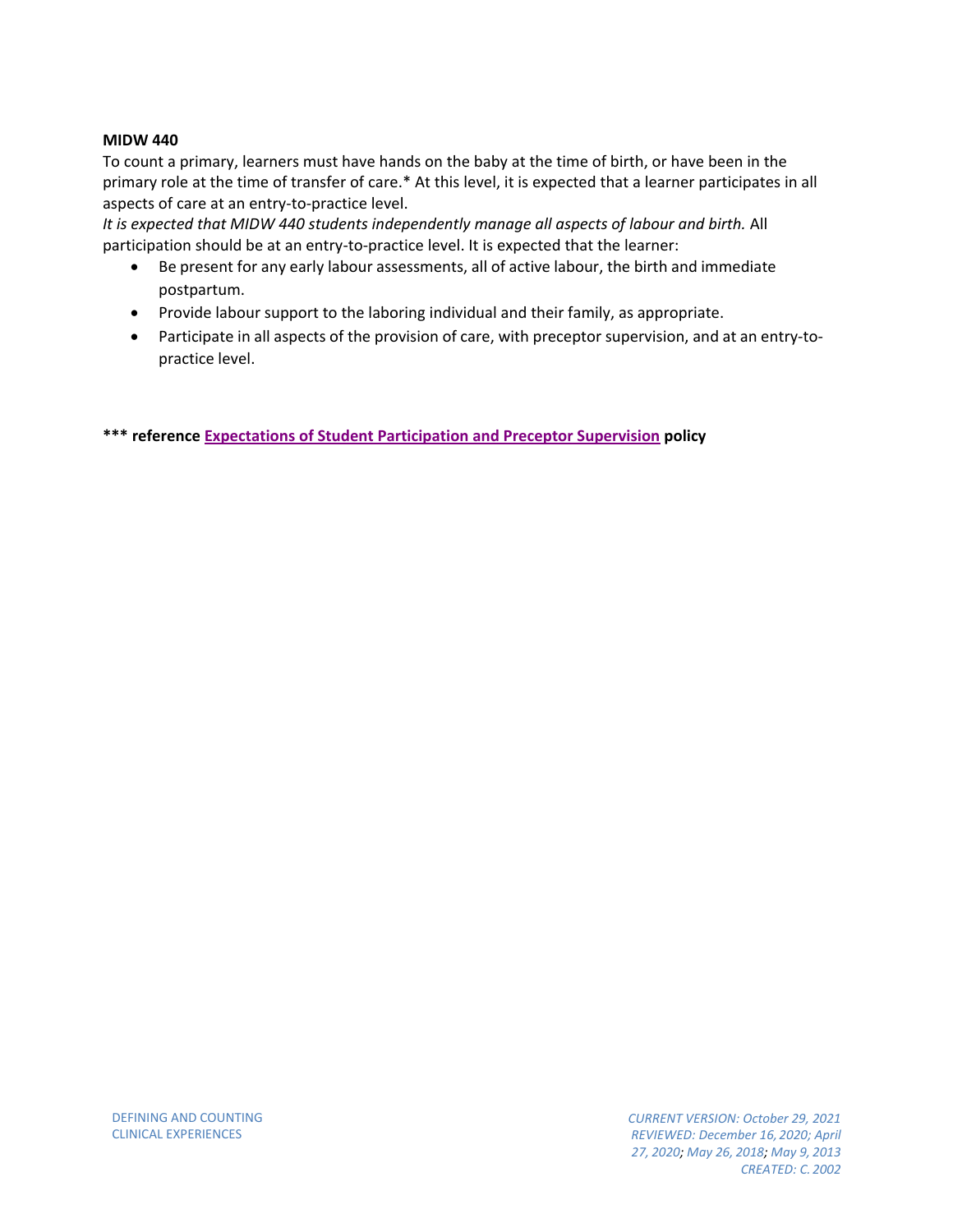**MIDW 440**

To count a primary, learners must have hands on the baby at the time of birth, or have been in the primary role at the time of transfer of care.* At this level, it is expected that a learner participates in all aspects of care at an entry-to-practice level.

*It is expected that MIDW 440 students independently manage all aspects of labour and birth.* All participation should be at an entry-to-practice level. It is expected that the learner:

- Be present for any early labour assessments, all of active labour, the birth and immediate postpartum.
- Provide labour support to the laboring individual and their family, as appropriate.
- Participate in all aspects of the provision of care, with preceptor supervision, and at an entry-to-practice level.

**\*\*\* reference [Expectations of Student Participation and Preceptor Supervision](#) policy**

DEFINING AND COUNTING CLINICAL EXPERIENCES

*CURRENT VERSION: October 29, 2021*
*REVIEWED: December 16, 2020; April 27, 2020; May 26, 2018; May 9, 2013*
*CREATED: C. 2002*